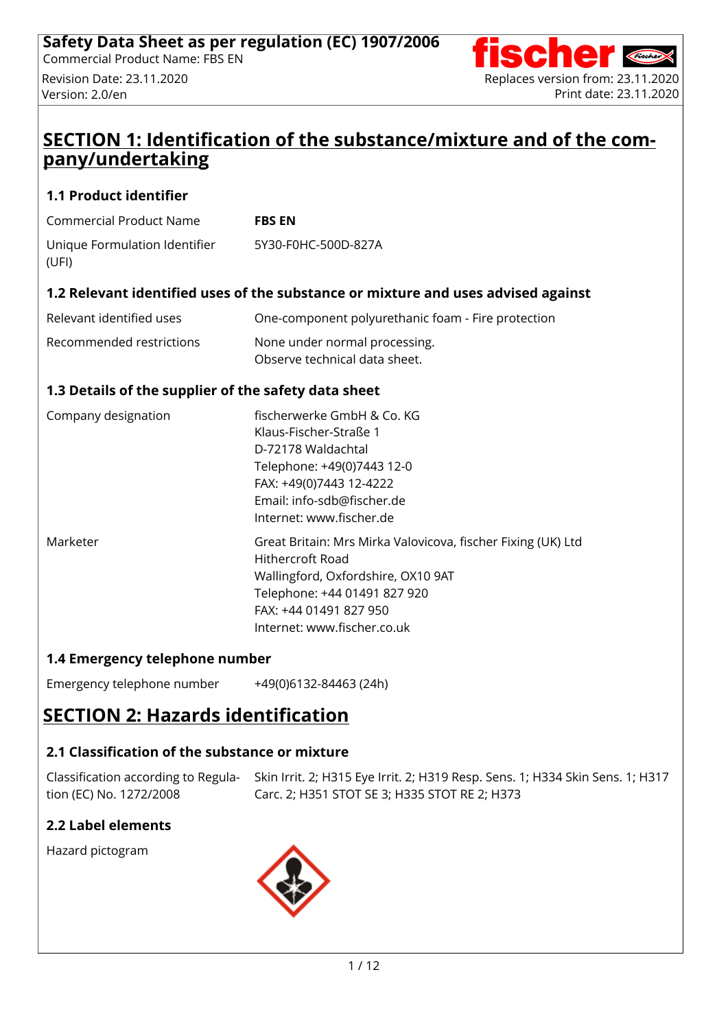# SECTION 1: Identification of the substance/mixture and of the company/undertaking

## 1.1 Product identifier

| | |
|---|---|
| Commercial Product Name | **FBS EN** |
| Unique Formulation Identifier (UFI) | 5Y30-F0HC-500D-827A |

## 1.2 Relevant identified uses of the substance or mixture and uses advised against

| | |
|---|---|
| Relevant identified uses | One-component polyurethanic foam - Fire protection |
| Recommended restrictions | None under normal processing.<br>Observe technical data sheet. |

## 1.3 Details of the supplier of the safety data sheet

| | |
|---|---|
| Company designation | fischerwerke GmbH & Co. KG<br>Klaus-Fischer-Straße 1<br>D-72178 Waldachtal<br>Telephone: +49(0)7443 12-0<br>FAX: +49(0)7443 12-4222<br>Email: info-sdb@fischer.de<br>Internet: www.fischer.de |
| Marketer | Great Britain: Mrs Mirka Valovicova, fischer Fixing (UK) Ltd<br>Hithercroft Road<br>Wallingford, Oxfordshire, OX10 9AT<br>Telephone: +44 01491 827 920<br>FAX: +44 01491 827 950<br>Internet: www.fischer.co.uk |

## 1.4 Emergency telephone number

| | |
|---|---|
| Emergency telephone number | +49(0)6132-84463 (24h) |

# SECTION 2: Hazards identification

## 2.1 Classification of the substance or mixture

| | |
|---|---|
| Classification according to Regulation (EC) No. 1272/2008 | Skin Irrit. 2; H315 Eye Irrit. 2; H319 Resp. Sens. 1; H334 Skin Sens. 1; H317 Carc. 2; H351 STOT SE 3; H335 STOT RE 2; H373 |

## 2.2 Label elements

Hazard pictogram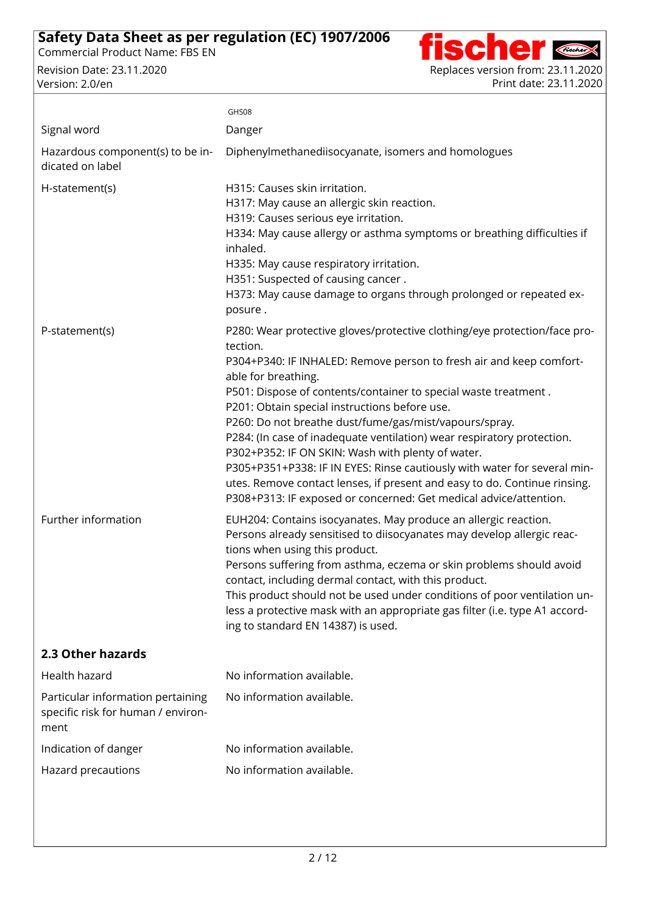| | |
|---|---|
| | GHS08 |
| Signal word | Danger |
| Hazardous component(s) to be indicated on label | Diphenylmethanediisocyanate, isomers and homologues |
| H-statement(s) | H315: Causes skin irritation.<br>H317: May cause an allergic skin reaction.<br>H319: Causes serious eye irritation.<br>H334: May cause allergy or asthma symptoms or breathing difficulties if inhaled.<br>H335: May cause respiratory irritation.<br>H351: Suspected of causing cancer .<br>H373: May cause damage to organs through prolonged or repeated exposure . |
| P-statement(s) | P280: Wear protective gloves/protective clothing/eye protection/face protection.<br>P304+P340: IF INHALED: Remove person to fresh air and keep comfortable for breathing.<br>P501: Dispose of contents/container to special waste treatment .<br>P201: Obtain special instructions before use.<br>P260: Do not breathe dust/fume/gas/mist/vapours/spray.<br>P284: (In case of inadequate ventilation) wear respiratory protection.<br>P302+P352: IF ON SKIN: Wash with plenty of water.<br>P305+P351+P338: IF IN EYES: Rinse cautiously with water for several minutes. Remove contact lenses, if present and easy to do. Continue rinsing.<br>P308+P313: IF exposed or concerned: Get medical advice/attention. |
| Further information | EUH204: Contains isocyanates. May produce an allergic reaction.<br>Persons already sensitised to diisocyanates may develop allergic reactions when using this product.<br>Persons suffering from asthma, eczema or skin problems should avoid contact, including dermal contact, with this product.<br>This product should not be used under conditions of poor ventilation unless a protective mask with an appropriate gas filter (i.e. type A1 according to standard EN 14387) is used. |

## 2.3 Other hazards

| | |
|---|---|
| Health hazard | No information available. |
| Particular information pertaining specific risk for human / environment | No information available. |
| Indication of danger | No information available. |
| Hazard precautions | No information available. |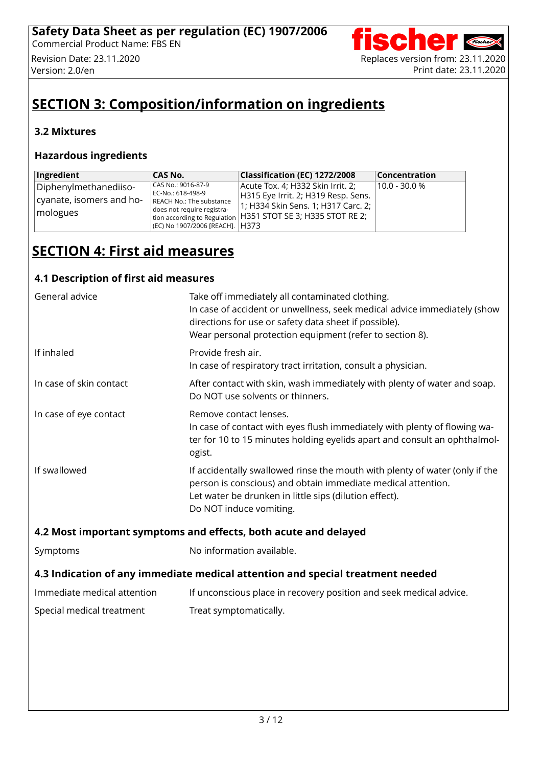# SECTION 3: Composition/information on ingredients

### 3.2 Mixtures

### Hazardous ingredients

| Ingredient | CAS No. | Classification (EC) 1272/2008 | Concentration |
|---|---|---|---|
| Diphenylmethanediiso-cyanate, isomers and homologues | CAS No.: 9016-87-9<br>EC-No.: 618-498-9<br>REACH No.: The substance does not require registration according to Regulation (EC) No 1907/2006 [REACH]. | Acute Tox. 4; H332 Skin Irrit. 2; H315 Eye Irrit. 2; H319 Resp. Sens. 1; H334 Skin Sens. 1; H317 Carc. 2; H351 STOT SE 3; H335 STOT RE 2; H373 | 10.0 - 30.0 % |

# SECTION 4: First aid measures

### 4.1 Description of first aid measures

**General advice**
Take off immediately all contaminated clothing.
In case of accident or unwellness, seek medical advice immediately (show directions for use or safety data sheet if possible).
Wear personal protection equipment (refer to section 8).

**If inhaled**
Provide fresh air.
In case of respiratory tract irritation, consult a physician.

**In case of skin contact**
After contact with skin, wash immediately with plenty of water and soap.
Do NOT use solvents or thinners.

**In case of eye contact**
Remove contact lenses.
In case of contact with eyes flush immediately with plenty of flowing water for 10 to 15 minutes holding eyelids apart and consult an ophthalmologist.

**If swallowed**
If accidentally swallowed rinse the mouth with plenty of water (only if the person is conscious) and obtain immediate medical attention.
Let water be drunken in little sips (dilution effect).
Do NOT induce vomiting.

### 4.2 Most important symptoms and effects, both acute and delayed

**Symptoms**
No information available.

### 4.3 Indication of any immediate medical attention and special treatment needed

**Immediate medical attention**
If unconscious place in recovery position and seek medical advice.

**Special medical treatment**
Treat symptomatically.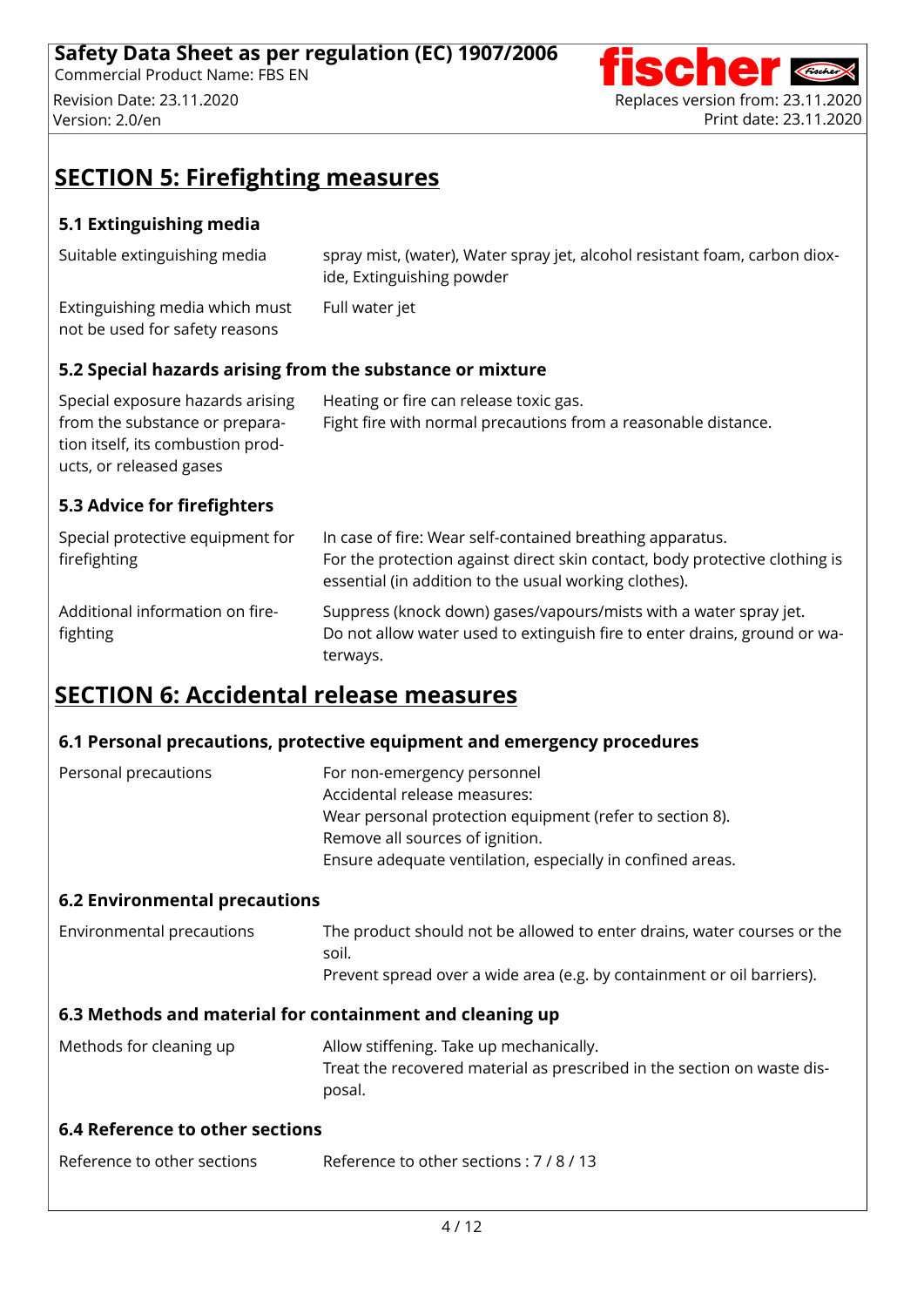## SECTION 5: Firefighting measures

### 5.1 Extinguishing media

| | |
|---|---|
| Suitable extinguishing media | spray mist, (water), Water spray jet, alcohol resistant foam, carbon dioxide, Extinguishing powder |
| Extinguishing media which must not be used for safety reasons | Full water jet |

### 5.2 Special hazards arising from the substance or mixture

| | |
|---|---|
| Special exposure hazards arising from the substance or preparation itself, its combustion products, or released gases | Heating or fire can release toxic gas.<br>Fight fire with normal precautions from a reasonable distance. |

### 5.3 Advice for firefighters

| | |
|---|---|
| Special protective equipment for firefighting | In case of fire: Wear self-contained breathing apparatus.<br>For the protection against direct skin contact, body protective clothing is essential (in addition to the usual working clothes). |
| Additional information on firefighting | Suppress (knock down) gases/vapours/mists with a water spray jet.<br>Do not allow water used to extinguish fire to enter drains, ground or waterways. |

## SECTION 6: Accidental release measures

### 6.1 Personal precautions, protective equipment and emergency procedures

| | |
|---|---|
| Personal precautions | For non-emergency personnel<br>Accidental release measures:<br>Wear personal protection equipment (refer to section 8).<br>Remove all sources of ignition.<br>Ensure adequate ventilation, especially in confined areas. |

### 6.2 Environmental precautions

| | |
|---|---|
| Environmental precautions | The product should not be allowed to enter drains, water courses or the soil.<br>Prevent spread over a wide area (e.g. by containment or oil barriers). |

### 6.3 Methods and material for containment and cleaning up

| | |
|---|---|
| Methods for cleaning up | Allow stiffening. Take up mechanically.<br>Treat the recovered material as prescribed in the section on waste disposal. |

### 6.4 Reference to other sections

| | |
|---|---|
| Reference to other sections | Reference to other sections : 7 / 8 / 13 |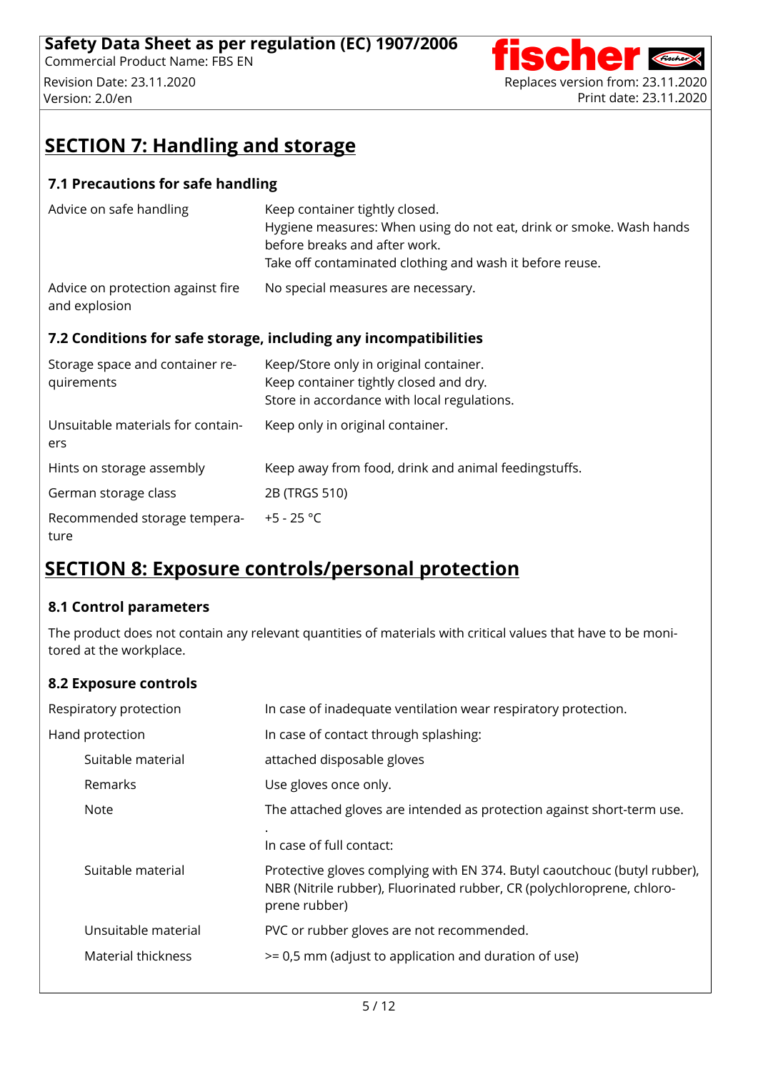## SECTION 7: Handling and storage

### 7.1 Precautions for safe handling

| | |
|---|---|
| Advice on safe handling | Keep container tightly closed.<br>Hygiene measures: When using do not eat, drink or smoke. Wash hands before breaks and after work.<br>Take off contaminated clothing and wash it before reuse. |
| Advice on protection against fire and explosion | No special measures are necessary. |

### 7.2 Conditions for safe storage, including any incompatibilities

| | |
|---|---|
| Storage space and container requirements | Keep/Store only in original container.<br>Keep container tightly closed and dry.<br>Store in accordance with local regulations. |
| Unsuitable materials for containers | Keep only in original container. |
| Hints on storage assembly | Keep away from food, drink and animal feedingstuffs. |
| German storage class | 2B (TRGS 510) |
| Recommended storage temperature | +5 - 25 °C |

## SECTION 8: Exposure controls/personal protection

### 8.1 Control parameters

The product does not contain any relevant quantities of materials with critical values that have to be monitored at the workplace.

### 8.2 Exposure controls

| | |
|---|---|
| Respiratory protection | In case of inadequate ventilation wear respiratory protection. |
| Hand protection | In case of contact through splashing: |
| Suitable material | attached disposable gloves |
| Remarks | Use gloves once only. |
| Note | The attached gloves are intended as protection against short-term use.<br>.<br>In case of full contact: |
| Suitable material | Protective gloves complying with EN 374. Butyl caoutchouc (butyl rubber), NBR (Nitrile rubber), Fluorinated rubber, CR (polychloroprene, chloroprene rubber) |
| Unsuitable material | PVC or rubber gloves are not recommended. |
| Material thickness | >= 0,5 mm (adjust to application and duration of use) |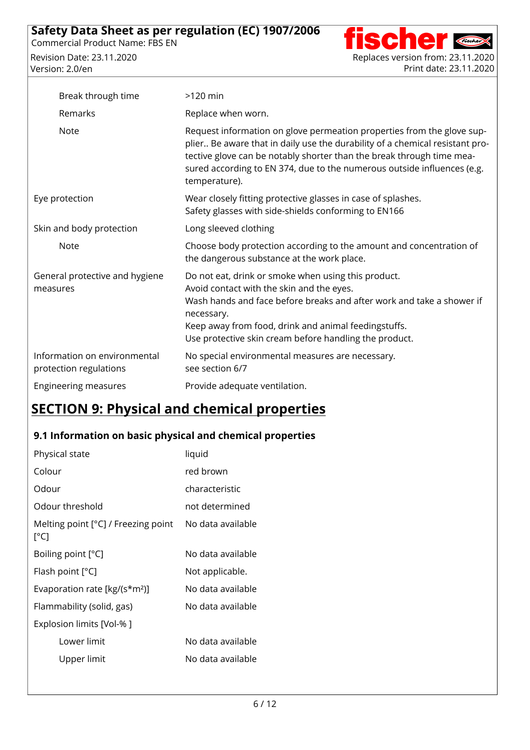| | |
|---|---|
| Break through time | >120 min |
| Remarks | Replace when worn. |
| Note | Request information on glove permeation properties from the glove supplier.. Be aware that in daily use the durability of a chemical resistant protective glove can be notably shorter than the break through time measured according to EN 374, due to the numerous outside influences (e.g. temperature). |
| Eye protection | Wear closely fitting protective glasses in case of splashes.<br>Safety glasses with side-shields conforming to EN166 |
| Skin and body protection | Long sleeved clothing |
| Note | Choose body protection according to the amount and concentration of the dangerous substance at the work place. |
| General protective and hygiene measures | Do not eat, drink or smoke when using this product.<br>Avoid contact with the skin and the eyes.<br>Wash hands and face before breaks and after work and take a shower if necessary.<br>Keep away from food, drink and animal feedingstuffs.<br>Use protective skin cream before handling the product. |
| Information on environmental protection regulations | No special environmental measures are necessary.<br>see section 6/7 |
| Engineering measures | Provide adequate ventilation. |

# SECTION 9: Physical and chemical properties

## 9.1 Information on basic physical and chemical properties

| | |
|---|---|
| Physical state | liquid |
| Colour | red brown |
| Odour | characteristic |
| Odour threshold | not determined |
| Melting point [°C] / Freezing point [°C] | No data available |
| Boiling point [°C] | No data available |
| Flash point [°C] | Not applicable. |
| Evaporation rate [kg/(s*m²)] | No data available |
| Flammability (solid, gas) | No data available |
| Explosion limits [Vol-% ] | |
| Lower limit | No data available |
| Upper limit | No data available |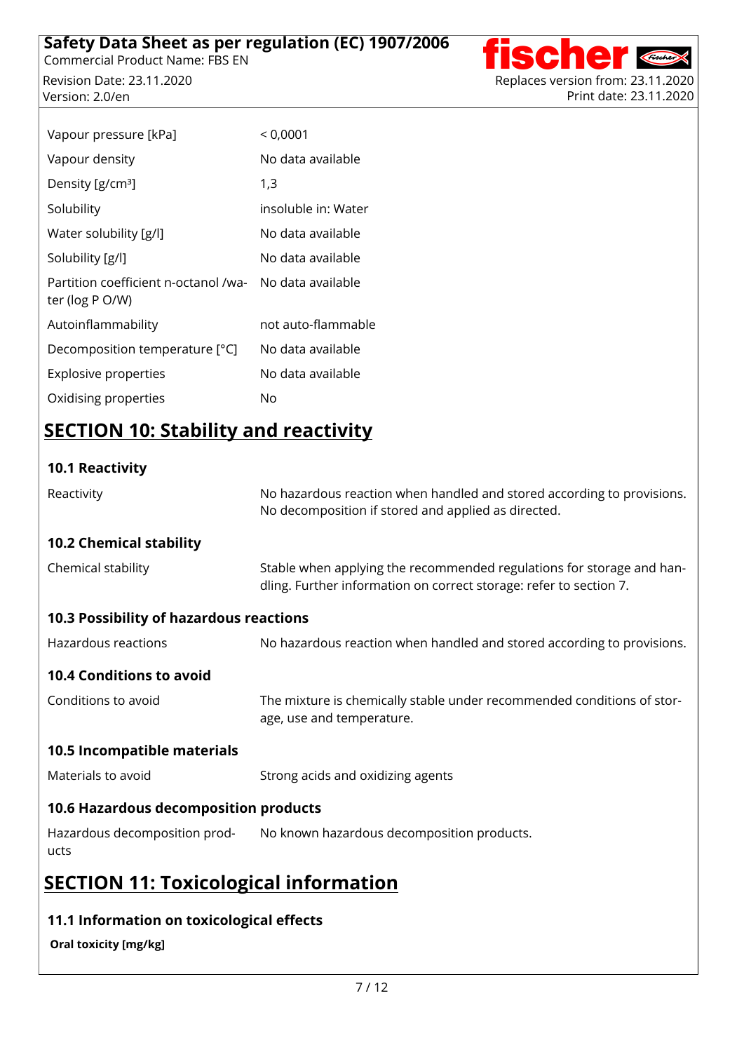| | |
|---|---|
| Vapour pressure [kPa] | < 0,0001 |
| Vapour density | No data available |
| Density [g/cm³] | 1,3 |
| Solubility | insoluble in: Water |
| Water solubility [g/l] | No data available |
| Solubility [g/l] | No data available |
| Partition coefficient n-octanol /water (log P O/W) | No data available |
| Autoinflammability | not auto-flammable |
| Decomposition temperature [°C] | No data available |
| Explosive properties | No data available |
| Oxidising properties | No |

## SECTION 10: Stability and reactivity

### 10.1 Reactivity

| | |
|---|---|
| Reactivity | No hazardous reaction when handled and stored according to provisions. No decomposition if stored and applied as directed. |

### 10.2 Chemical stability

| | |
|---|---|
| Chemical stability | Stable when applying the recommended regulations for storage and handling. Further information on correct storage: refer to section 7. |

### 10.3 Possibility of hazardous reactions

| | |
|---|---|
| Hazardous reactions | No hazardous reaction when handled and stored according to provisions. |

### 10.4 Conditions to avoid

| | |
|---|---|
| Conditions to avoid | The mixture is chemically stable under recommended conditions of storage, use and temperature. |

### 10.5 Incompatible materials

| | |
|---|---|
| Materials to avoid | Strong acids and oxidizing agents |

### 10.6 Hazardous decomposition products

| | |
|---|---|
| Hazardous decomposition products | No known hazardous decomposition products. |

## SECTION 11: Toxicological information

### 11.1 Information on toxicological effects

**Oral toxicity [mg/kg]**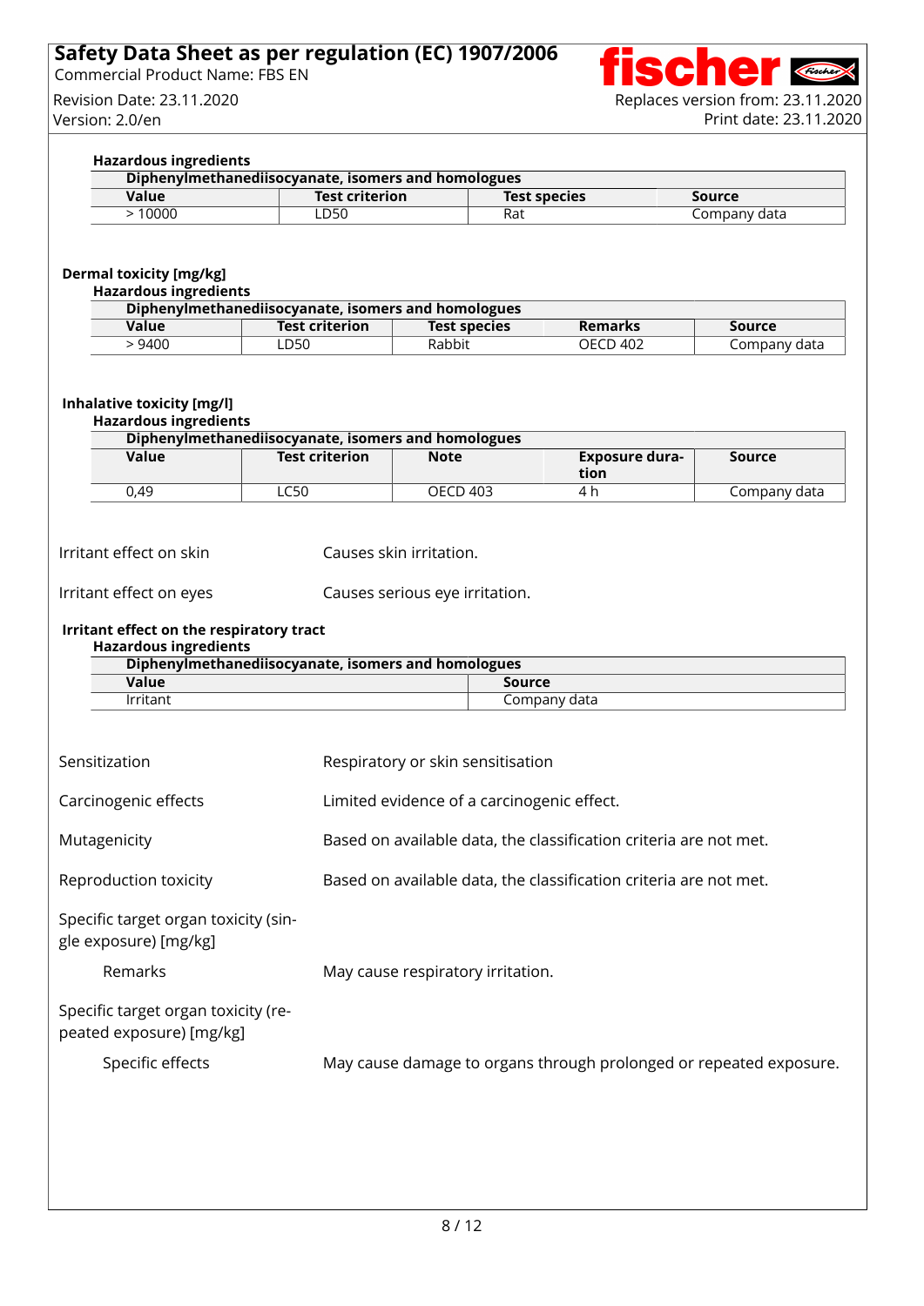**Hazardous ingredients**

| Diphenylmethanediisocyanate, isomers and homologues | | | |
|---|---|---|---|
| **Value** | **Test criterion** | **Test species** | **Source** |
| > 10000 | LD50 | Rat | Company data |

**Dermal toxicity [mg/kg]**

**Hazardous ingredients**

| Diphenylmethanediisocyanate, isomers and homologues | | | | |
|---|---|---|---|---|
| **Value** | **Test criterion** | **Test species** | **Remarks** | **Source** |
| > 9400 | LD50 | Rabbit | OECD 402 | Company data |

**Inhalative toxicity [mg/l]**

**Hazardous ingredients**

| Diphenylmethanediisocyanate, isomers and homologues | | | | |
|---|---|---|---|---|
| **Value** | **Test criterion** | **Note** | **Exposure duration** | **Source** |
| 0,49 | LC50 | OECD 403 | 4 h | Company data |

Irritant effect on skin — Causes skin irritation.

Irritant effect on eyes — Causes serious eye irritation.

**Irritant effect on the respiratory tract**

**Hazardous ingredients**

| Diphenylmethanediisocyanate, isomers and homologues | |
|---|---|
| **Value** | **Source** |
| Irritant | Company data |

Sensitization — Respiratory or skin sensitisation

Carcinogenic effects — Limited evidence of a carcinogenic effect.

Mutagenicity — Based on available data, the classification criteria are not met.

Reproduction toxicity — Based on available data, the classification criteria are not met.

Specific target organ toxicity (single exposure) [mg/kg]

Remarks — May cause respiratory irritation.

Specific target organ toxicity (repeated exposure) [mg/kg]

Specific effects — May cause damage to organs through prolonged or repeated exposure.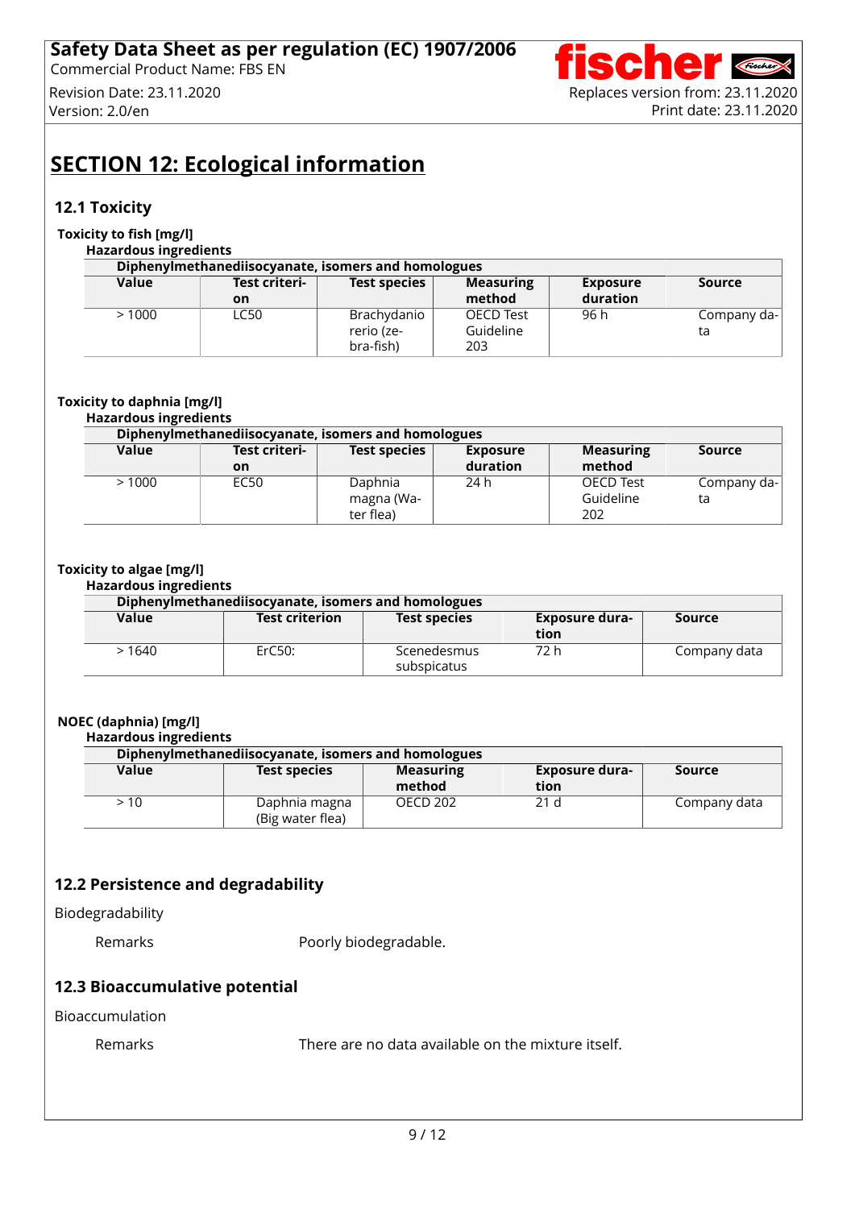# SECTION 12: Ecological information

## 12.1 Toxicity

**Toxicity to fish [mg/l]**

**Hazardous ingredients**

| Diphenylmethanediisocyanate, isomers and homologues | | | | | |
|---|---|---|---|---|---|
| **Value** | **Test criterion** | **Test species** | **Measuring method** | **Exposure duration** | **Source** |
| > 1000 | LC50 | Brachydanio rerio (zebra-fish) | OECD Test Guideline 203 | 96 h | Company data |

**Toxicity to daphnia [mg/l]**

**Hazardous ingredients**

| Diphenylmethanediisocyanate, isomers and homologues | | | | | |
|---|---|---|---|---|---|
| **Value** | **Test criterion** | **Test species** | **Exposure duration** | **Measuring method** | **Source** |
| > 1000 | EC50 | Daphnia magna (Water flea) | 24 h | OECD Test Guideline 202 | Company data |

**Toxicity to algae [mg/l]**

**Hazardous ingredients**

| Diphenylmethanediisocyanate, isomers and homologues | | | | |
|---|---|---|---|---|
| **Value** | **Test criterion** | **Test species** | **Exposure duration** | **Source** |
| > 1640 | ErC50: | Scenedesmus subspicatus | 72 h | Company data |

**NOEC (daphnia) [mg/l]**

**Hazardous ingredients**

| Diphenylmethanediisocyanate, isomers and homologues | | | | |
|---|---|---|---|---|
| **Value** | **Test species** | **Measuring method** | **Exposure duration** | **Source** |
| > 10 | Daphnia magna (Big water flea) | OECD 202 | 21 d | Company data |

## 12.2 Persistence and degradability

Biodegradability

Remarks: Poorly biodegradable.

## 12.3 Bioaccumulative potential

Bioaccumulation

Remarks: There are no data available on the mixture itself.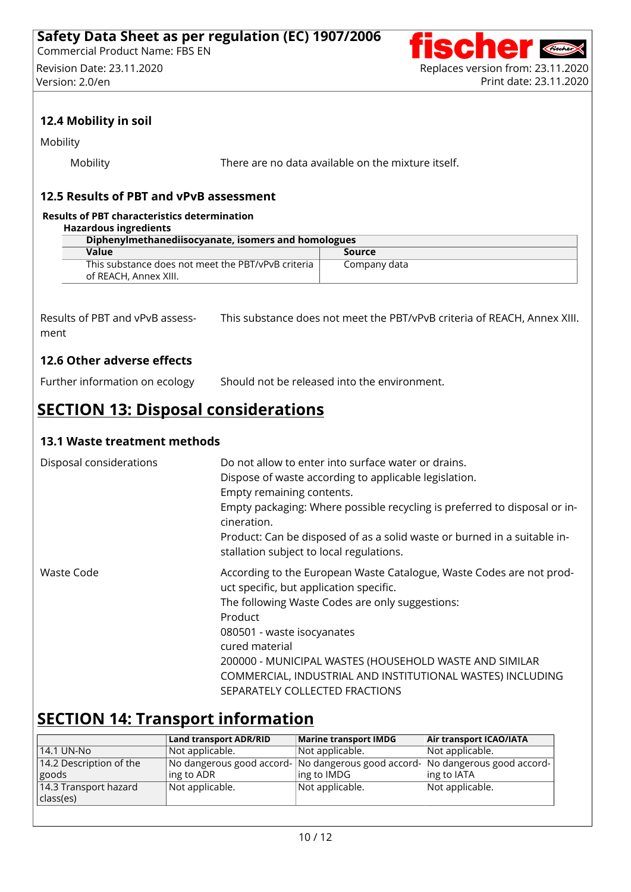### 12.4 Mobility in soil

Mobility

| | |
|---|---|
| Mobility | There are no data available on the mixture itself. |

### 12.5 Results of PBT and vPvB assessment

**Results of PBT characteristics determination**

**Hazardous ingredients**

| Diphenylmethanediisocyanate, isomers and homologues | |
|---|---|
| **Value** | **Source** |
| This substance does not meet the PBT/vPvB criteria of REACH, Annex XIII. | Company data |

| | |
|---|---|
| Results of PBT and vPvB assessment | This substance does not meet the PBT/vPvB criteria of REACH, Annex XIII. |

### 12.6 Other adverse effects

| | |
|---|---|
| Further information on ecology | Should not be released into the environment. |

## SECTION 13: Disposal considerations

### 13.1 Waste treatment methods

Disposal considerations

Do not allow to enter into surface water or drains.
Dispose of waste according to applicable legislation.
Empty remaining contents.
Empty packaging: Where possible recycling is preferred to disposal or incineration.
Product: Can be disposed of as a solid waste or burned in a suitable installation subject to local regulations.

Waste Code

According to the European Waste Catalogue, Waste Codes are not product specific, but application specific.
The following Waste Codes are only suggestions:
Product
080501 - waste isocyanates
cured material
200000 - MUNICIPAL WASTES (HOUSEHOLD WASTE AND SIMILAR COMMERCIAL, INDUSTRIAL AND INSTITUTIONAL WASTES) INCLUDING SEPARATELY COLLECTED FRACTIONS

## SECTION 14: Transport information

| | Land transport ADR/RID | Marine transport IMDG | Air transport ICAO/IATA |
|---|---|---|---|
| 14.1 UN-No | Not applicable. | Not applicable. | Not applicable. |
| 14.2 Description of the goods | No dangerous good according to ADR | No dangerous good according to IMDG | No dangerous good according to IATA |
| 14.3 Transport hazard class(es) | Not applicable. | Not applicable. | Not applicable. |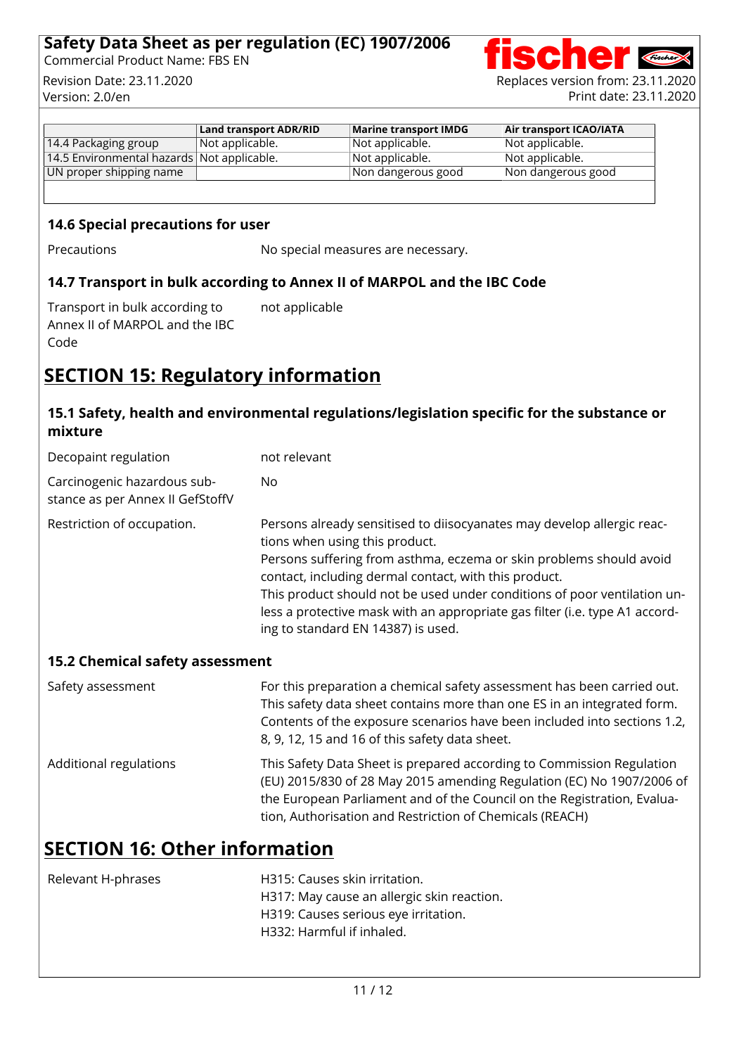| | Land transport ADR/RID | Marine transport IMDG | Air transport ICAO/IATA |
|---|---|---|---|
| 14.4 Packaging group | Not applicable. | Not applicable. | Not applicable. |
| 14.5 Environmental hazards | Not applicable. | Not applicable. | Not applicable. |
| UN proper shipping name | | Non dangerous good | Non dangerous good |

### 14.6 Special precautions for user

Precautions: No special measures are necessary.

### 14.7 Transport in bulk according to Annex II of MARPOL and the IBC Code

Transport in bulk according to Annex II of MARPOL and the IBC Code: not applicable

## SECTION 15: Regulatory information

### 15.1 Safety, health and environmental regulations/legislation specific for the substance or mixture

Decopaint regulation: not relevant

Carcinogenic hazardous substance as per Annex II GefStoffV: No

Restriction of occupation.: Persons already sensitised to diisocyanates may develop allergic reactions when using this product.
Persons suffering from asthma, eczema or skin problems should avoid contact, including dermal contact, with this product.
This product should not be used under conditions of poor ventilation unless a protective mask with an appropriate gas filter (i.e. type A1 according to standard EN 14387) is used.

### 15.2 Chemical safety assessment

Safety assessment: For this preparation a chemical safety assessment has been carried out. This safety data sheet contains more than one ES in an integrated form. Contents of the exposure scenarios have been included into sections 1.2, 8, 9, 12, 15 and 16 of this safety data sheet.

Additional regulations: This Safety Data Sheet is prepared according to Commission Regulation (EU) 2015/830 of 28 May 2015 amending Regulation (EC) No 1907/2006 of the European Parliament and of the Council on the Registration, Evaluation, Authorisation and Restriction of Chemicals (REACH)

## SECTION 16: Other information

Relevant H-phrases:
H315: Causes skin irritation.
H317: May cause an allergic skin reaction.
H319: Causes serious eye irritation.
H332: Harmful if inhaled.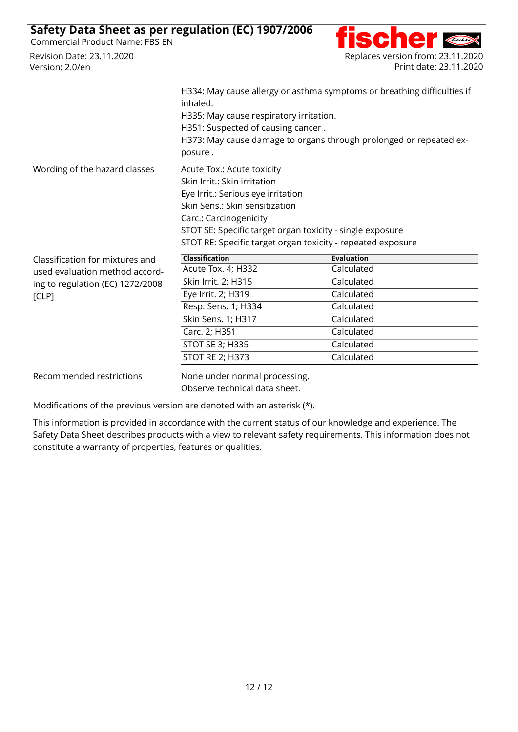H334: May cause allergy or asthma symptoms or breathing difficulties if inhaled.
H335: May cause respiratory irritation.
H351: Suspected of causing cancer .
H373: May cause damage to organs through prolonged or repeated exposure .

Wording of the hazard classes

Acute Tox.: Acute toxicity
Skin Irrit.: Skin irritation
Eye Irrit.: Serious eye irritation
Skin Sens.: Skin sensitization
Carc.: Carcinogenicity
STOT SE: Specific target organ toxicity - single exposure
STOT RE: Specific target organ toxicity - repeated exposure

Classification for mixtures and used evaluation method according to regulation (EC) 1272/2008 [CLP]

| Classification | Evaluation |
|---|---|
| Acute Tox. 4; H332 | Calculated |
| Skin Irrit. 2; H315 | Calculated |
| Eye Irrit. 2; H319 | Calculated |
| Resp. Sens. 1; H334 | Calculated |
| Skin Sens. 1; H317 | Calculated |
| Carc. 2; H351 | Calculated |
| STOT SE 3; H335 | Calculated |
| STOT RE 2; H373 | Calculated |

Recommended restrictions

None under normal processing.
Observe technical data sheet.

Modifications of the previous version are denoted with an asterisk (*).

This information is provided in accordance with the current status of our knowledge and experience. The Safety Data Sheet describes products with a view to relevant safety requirements. This information does not constitute a warranty of properties, features or qualities.